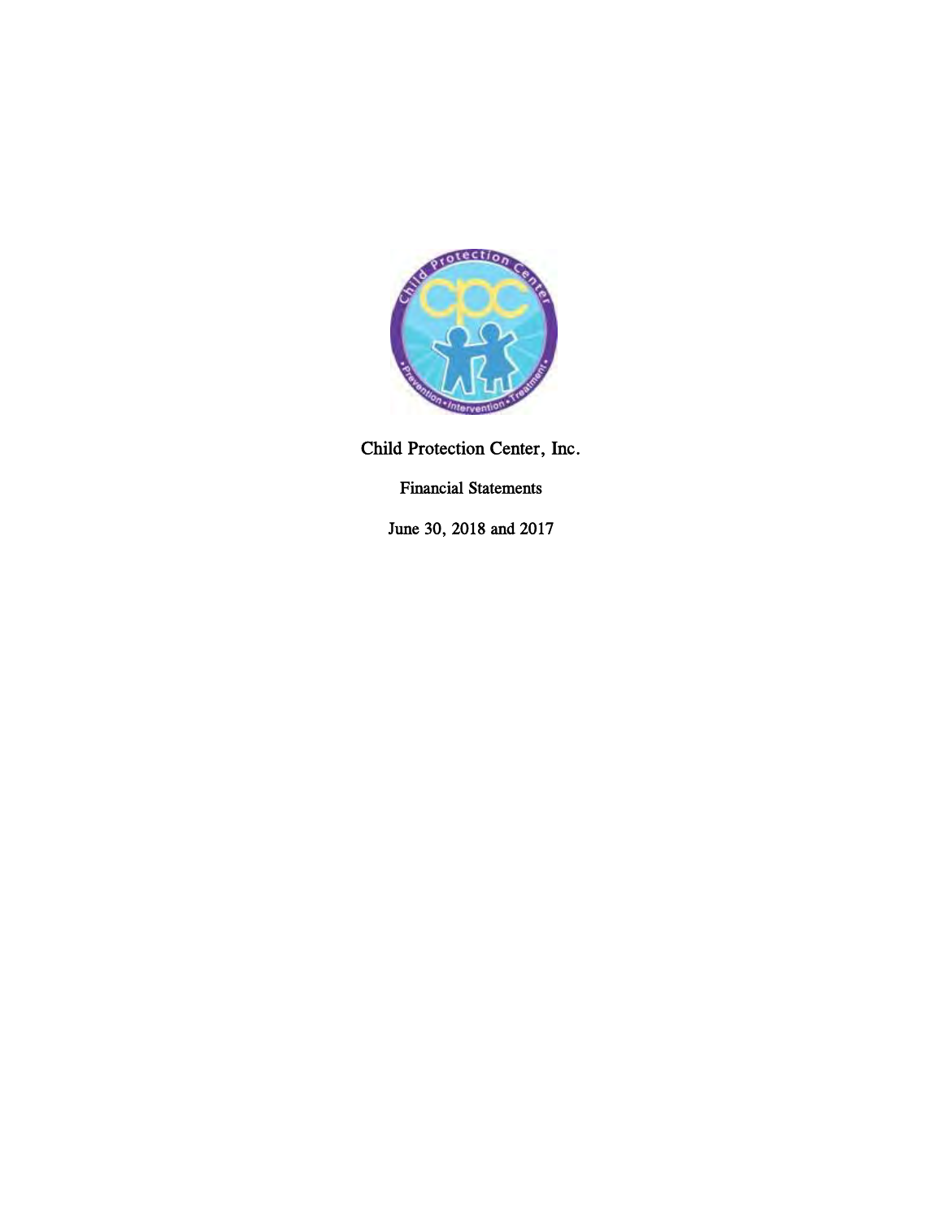# Child Protection Center, Inc.

## Financial Statements

## June 30, 2018 and 2017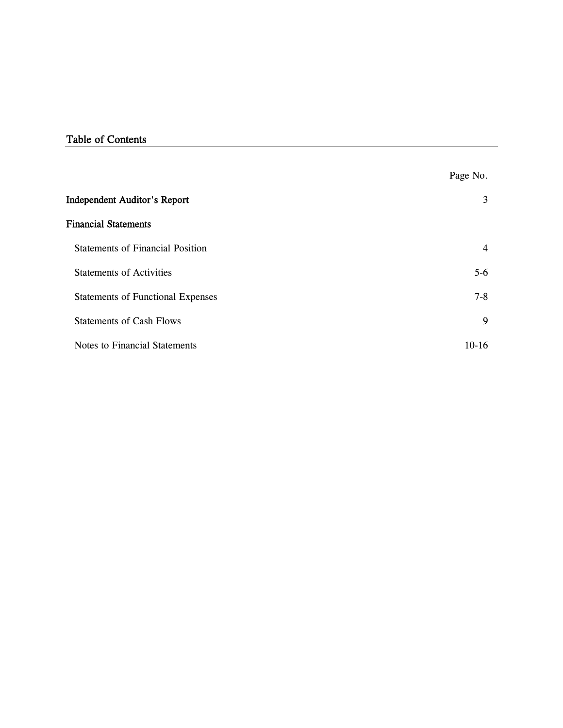## Table of Contents

| | Page No. |
|---|---|
| **Independent Auditor's Report** | 3 |
| **Financial Statements** | |
| Statements of Financial Position | 4 |
| Statements of Activities | 5-6 |
| Statements of Functional Expenses | 7-8 |
| Statements of Cash Flows | 9 |
| Notes to Financial Statements | 10-16 |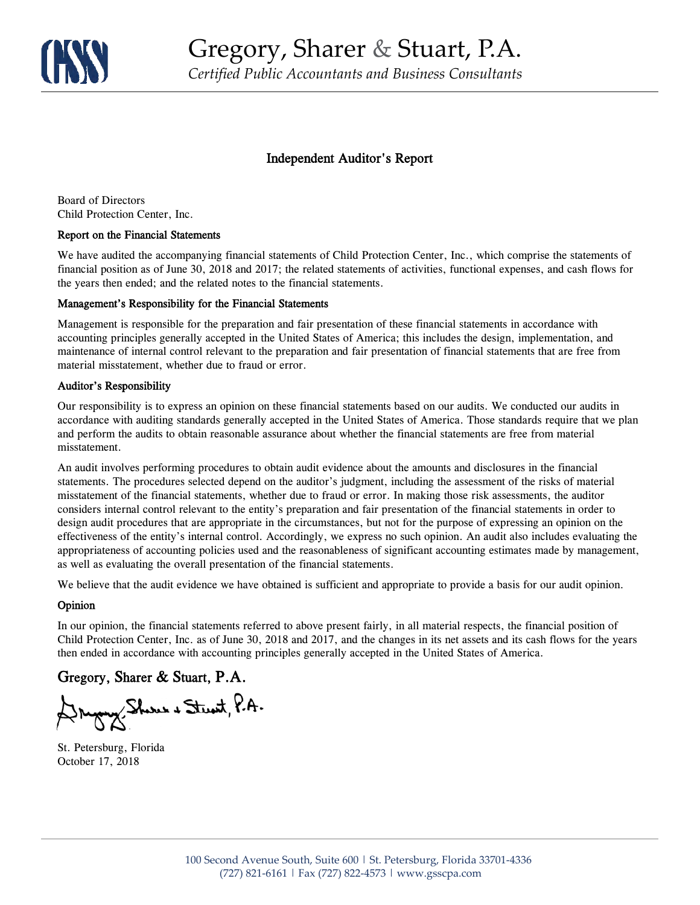# Gregory, Sharer & Stuart, P.A.

*Certified Public Accountants and Business Consultants*

## Independent Auditor's Report

Board of Directors
Child Protection Center, Inc.

### Report on the Financial Statements

We have audited the accompanying financial statements of Child Protection Center, Inc., which comprise the statements of financial position as of June 30, 2018 and 2017; the related statements of activities, functional expenses, and cash flows for the years then ended; and the related notes to the financial statements.

### Management's Responsibility for the Financial Statements

Management is responsible for the preparation and fair presentation of these financial statements in accordance with accounting principles generally accepted in the United States of America; this includes the design, implementation, and maintenance of internal control relevant to the preparation and fair presentation of financial statements that are free from material misstatement, whether due to fraud or error.

### Auditor's Responsibility

Our responsibility is to express an opinion on these financial statements based on our audits. We conducted our audits in accordance with auditing standards generally accepted in the United States of America. Those standards require that we plan and perform the audits to obtain reasonable assurance about whether the financial statements are free from material misstatement.

An audit involves performing procedures to obtain audit evidence about the amounts and disclosures in the financial statements. The procedures selected depend on the auditor's judgment, including the assessment of the risks of material misstatement of the financial statements, whether due to fraud or error. In making those risk assessments, the auditor considers internal control relevant to the entity's preparation and fair presentation of the financial statements in order to design audit procedures that are appropriate in the circumstances, but not for the purpose of expressing an opinion on the effectiveness of the entity's internal control. Accordingly, we express no such opinion. An audit also includes evaluating the appropriateness of accounting policies used and the reasonableness of significant accounting estimates made by management, as well as evaluating the overall presentation of the financial statements.

We believe that the audit evidence we have obtained is sufficient and appropriate to provide a basis for our audit opinion.

### Opinion

In our opinion, the financial statements referred to above present fairly, in all material respects, the financial position of Child Protection Center, Inc. as of June 30, 2018 and 2017, and the changes in its net assets and its cash flows for the years then ended in accordance with accounting principles generally accepted in the United States of America.

**Gregory, Sharer & Stuart, P.A.**

Gregory, Sharer & Stuart, P.A.

St. Petersburg, Florida
October 17, 2018

100 Second Avenue South, Suite 600 | St. Petersburg, Florida 33701-4336
(727) 821-6161 | Fax (727) 822-4573 | www.gsscpa.com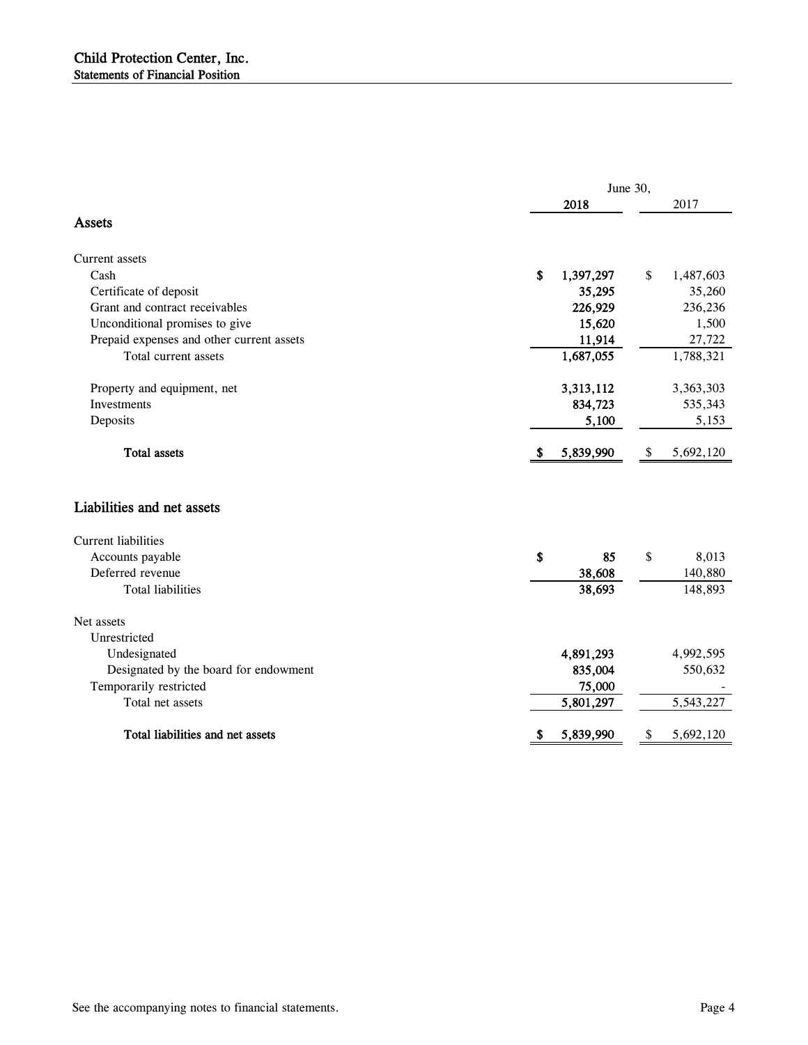# Child Protection Center, Inc.

## Statements of Financial Position

| | June 30, 2018 | June 30, 2017 |
|---|---|---|
| **Assets** | | |
| Current assets | | |
| Cash | $ 1,397,297 | $ 1,487,603 |
| Certificate of deposit | 35,295 | 35,260 |
| Grant and contract receivables | 226,929 | 236,236 |
| Unconditional promises to give | 15,620 | 1,500 |
| Prepaid expenses and other current assets | 11,914 | 27,722 |
| Total current assets | 1,687,055 | 1,788,321 |
| Property and equipment, net | 3,313,112 | 3,363,303 |
| Investments | 834,723 | 535,343 |
| Deposits | 5,100 | 5,153 |
| **Total assets** | **$ 5,839,990** | **$ 5,692,120** |
| **Liabilities and net assets** | | |
| Current liabilities | | |
| Accounts payable | $ 85 | $ 8,013 |
| Deferred revenue | 38,608 | 140,880 |
| Total liabilities | 38,693 | 148,893 |
| Net assets | | |
| Unrestricted | | |
| Undesignated | 4,891,293 | 4,992,595 |
| Designated by the board for endowment | 835,004 | 550,632 |
| Temporarily restricted | 75,000 | - |
| Total net assets | 5,801,297 | 5,543,227 |
| **Total liabilities and net assets** | **$ 5,839,990** | **$ 5,692,120** |

See the accompanying notes to financial statements.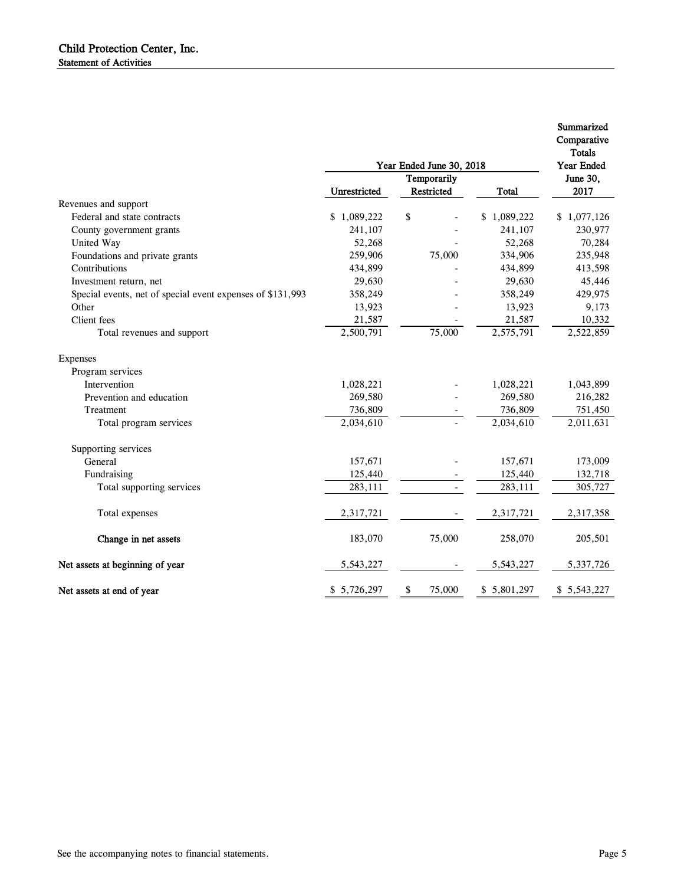# Child Protection Center, Inc.

## Statement of Activities

| | Year Ended June 30, 2018 | | | Summarized Comparative Totals Year Ended June 30, 2017 |
|---|---|---|---|---|
| | Unrestricted | Temporarily Restricted | Total | |
| **Revenues and support** | | | | |
| Federal and state contracts | $ 1,089,222 | $ - | $ 1,089,222 | $ 1,077,126 |
| County government grants | 241,107 | - | 241,107 | 230,977 |
| United Way | 52,268 | - | 52,268 | 70,284 |
| Foundations and private grants | 259,906 | 75,000 | 334,906 | 235,948 |
| Contributions | 434,899 | - | 434,899 | 413,598 |
| Investment return, net | 29,630 | - | 29,630 | 45,446 |
| Special events, net of special event expenses of $131,993 | 358,249 | - | 358,249 | 429,975 |
| Other | 13,923 | - | 13,923 | 9,173 |
| Client fees | 21,587 | - | 21,587 | 10,332 |
| Total revenues and support | 2,500,791 | 75,000 | 2,575,791 | 2,522,859 |
| **Expenses** | | | | |
| Program services | | | | |
| Intervention | 1,028,221 | - | 1,028,221 | 1,043,899 |
| Prevention and education | 269,580 | - | 269,580 | 216,282 |
| Treatment | 736,809 | - | 736,809 | 751,450 |
| Total program services | 2,034,610 | - | 2,034,610 | 2,011,631 |
| Supporting services | | | | |
| General | 157,671 | - | 157,671 | 173,009 |
| Fundraising | 125,440 | - | 125,440 | 132,718 |
| Total supporting services | 283,111 | - | 283,111 | 305,727 |
| Total expenses | 2,317,721 | - | 2,317,721 | 2,317,358 |
| **Change in net assets** | 183,070 | 75,000 | 258,070 | 205,501 |
| **Net assets at beginning of year** | 5,543,227 | - | 5,543,227 | 5,337,726 |
| **Net assets at end of year** | $ 5,726,297 | $ 75,000 | $ 5,801,297 | $ 5,543,227 |

See the accompanying notes to financial statements.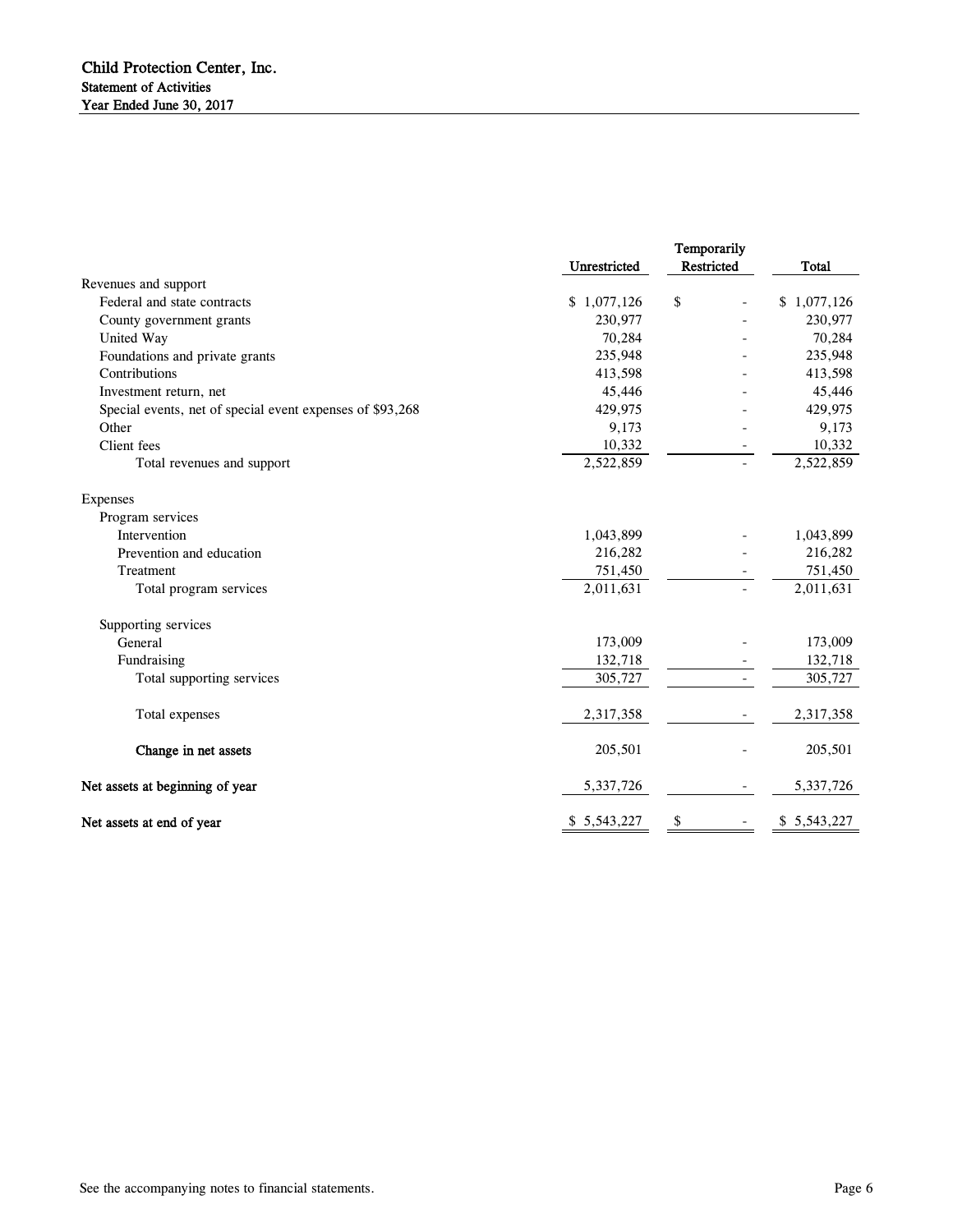# Child Protection Center, Inc.

## Statement of Activities

### Year Ended June 30, 2017

| | Unrestricted | Temporarily Restricted | Total |
|---|---|---|---|
| **Revenues and support** | | | |
| Federal and state contracts | $ 1,077,126 | $ - | $ 1,077,126 |
| County government grants | 230,977 | - | 230,977 |
| United Way | 70,284 | - | 70,284 |
| Foundations and private grants | 235,948 | - | 235,948 |
| Contributions | 413,598 | - | 413,598 |
| Investment return, net | 45,446 | - | 45,446 |
| Special events, net of special event expenses of $93,268 | 429,975 | - | 429,975 |
| Other | 9,173 | - | 9,173 |
| Client fees | 10,332 | - | 10,332 |
| Total revenues and support | 2,522,859 | - | 2,522,859 |
| **Expenses** | | | |
| Program services | | | |
| Intervention | 1,043,899 | - | 1,043,899 |
| Prevention and education | 216,282 | - | 216,282 |
| Treatment | 751,450 | - | 751,450 |
| Total program services | 2,011,631 | - | 2,011,631 |
| Supporting services | | | |
| General | 173,009 | - | 173,009 |
| Fundraising | 132,718 | - | 132,718 |
| Total supporting services | 305,727 | - | 305,727 |
| Total expenses | 2,317,358 | - | 2,317,358 |
| **Change in net assets** | 205,501 | - | 205,501 |
| **Net assets at beginning of year** | 5,337,726 | - | 5,337,726 |
| **Net assets at end of year** | $ 5,543,227 | $ - | $ 5,543,227 |

See the accompanying notes to financial statements.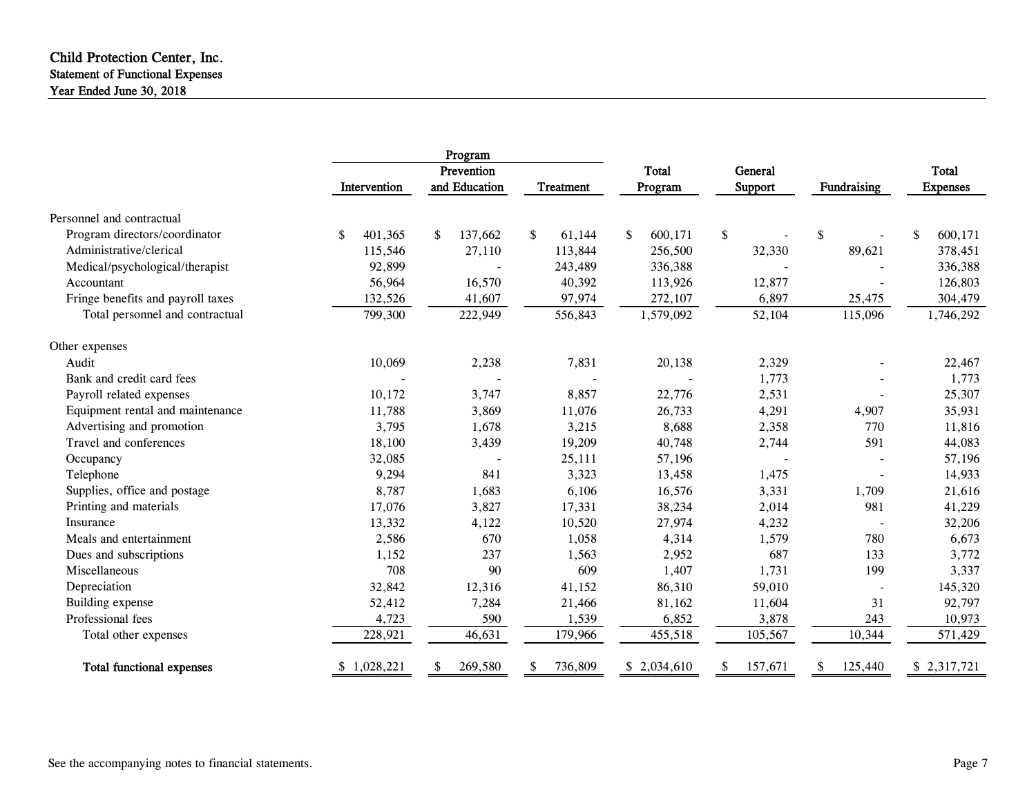**Child Protection Center, Inc.**
**Statement of Functional Expenses**
**Year Ended June 30, 2018**

| | Program | | | | | | |
|---|---|---|---|---|---|---|---|
| | Intervention | Prevention and Education | Treatment | Total Program | General Support | Fundraising | Total Expenses |
| Personnel and contractual | | | | | | | |
| Program directors/coordinator | $ 401,365 | $ 137,662 | $ 61,144 | $ 600,171 | $ - | $ - | $ 600,171 |
| Administrative/clerical | 115,546 | 27,110 | 113,844 | 256,500 | 32,330 | 89,621 | 378,451 |
| Medical/psychological/therapist | 92,899 | - | 243,489 | 336,388 | - | - | 336,388 |
| Accountant | 56,964 | 16,570 | 40,392 | 113,926 | 12,877 | - | 126,803 |
| Fringe benefits and payroll taxes | 132,526 | 41,607 | 97,974 | 272,107 | 6,897 | 25,475 | 304,479 |
| Total personnel and contractual | 799,300 | 222,949 | 556,843 | 1,579,092 | 52,104 | 115,096 | 1,746,292 |
| Other expenses | | | | | | | |
| Audit | 10,069 | 2,238 | 7,831 | 20,138 | 2,329 | - | 22,467 |
| Bank and credit card fees | - | - | - | - | 1,773 | - | 1,773 |
| Payroll related expenses | 10,172 | 3,747 | 8,857 | 22,776 | 2,531 | - | 25,307 |
| Equipment rental and maintenance | 11,788 | 3,869 | 11,076 | 26,733 | 4,291 | 4,907 | 35,931 |
| Advertising and promotion | 3,795 | 1,678 | 3,215 | 8,688 | 2,358 | 770 | 11,816 |
| Travel and conferences | 18,100 | 3,439 | 19,209 | 40,748 | 2,744 | 591 | 44,083 |
| Occupancy | 32,085 | - | 25,111 | 57,196 | - | - | 57,196 |
| Telephone | 9,294 | 841 | 3,323 | 13,458 | 1,475 | - | 14,933 |
| Supplies, office and postage | 8,787 | 1,683 | 6,106 | 16,576 | 3,331 | 1,709 | 21,616 |
| Printing and materials | 17,076 | 3,827 | 17,331 | 38,234 | 2,014 | 981 | 41,229 |
| Insurance | 13,332 | 4,122 | 10,520 | 27,974 | 4,232 | - | 32,206 |
| Meals and entertainment | 2,586 | 670 | 1,058 | 4,314 | 1,579 | 780 | 6,673 |
| Dues and subscriptions | 1,152 | 237 | 1,563 | 2,952 | 687 | 133 | 3,772 |
| Miscellaneous | 708 | 90 | 609 | 1,407 | 1,731 | 199 | 3,337 |
| Depreciation | 32,842 | 12,316 | 41,152 | 86,310 | 59,010 | - | 145,320 |
| Building expense | 52,412 | 7,284 | 21,466 | 81,162 | 11,604 | 31 | 92,797 |
| Professional fees | 4,723 | 590 | 1,539 | 6,852 | 3,878 | 243 | 10,973 |
| Total other expenses | 228,921 | 46,631 | 179,966 | 455,518 | 105,567 | 10,344 | 571,429 |
| **Total functional expenses** | $ 1,028,221 | $ 269,580 | $ 736,809 | $ 2,034,610 | $ 157,671 | $ 125,440 | $ 2,317,721 |

See the accompanying notes to financial statements.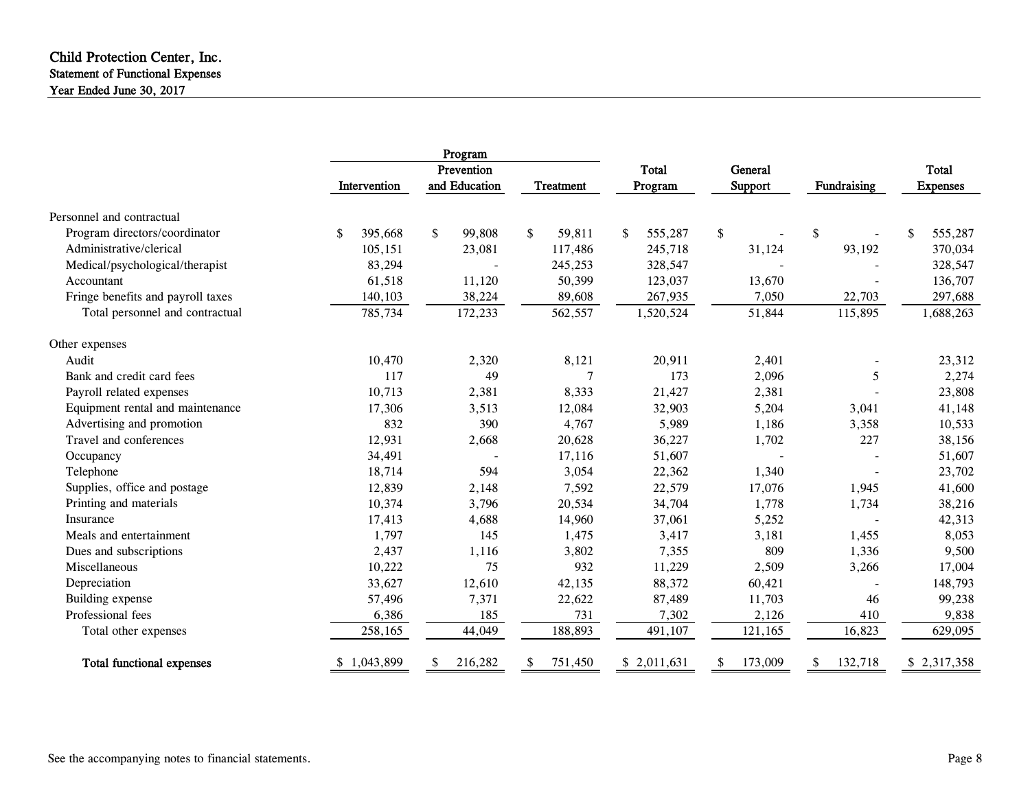# Child Protection Center, Inc.
## Statement of Functional Expenses
### Year Ended June 30, 2017

| | Program | | | | | | |
|---|---|---|---|---|---|---|---|
| | Intervention | Prevention and Education | Treatment | Total Program | General Support | Fundraising | Total Expenses |
| **Personnel and contractual** | | | | | | | |
| Program directors/coordinator | $ 395,668 | $ 99,808 | $ 59,811 | $ 555,287 | $ - | $ - | $ 555,287 |
| Administrative/clerical | 105,151 | 23,081 | 117,486 | 245,718 | 31,124 | 93,192 | 370,034 |
| Medical/psychological/therapist | 83,294 | - | 245,253 | 328,547 | - | - | 328,547 |
| Accountant | 61,518 | 11,120 | 50,399 | 123,037 | 13,670 | - | 136,707 |
| Fringe benefits and payroll taxes | 140,103 | 38,224 | 89,608 | 267,935 | 7,050 | 22,703 | 297,688 |
| Total personnel and contractual | 785,734 | 172,233 | 562,557 | 1,520,524 | 51,844 | 115,895 | 1,688,263 |
| **Other expenses** | | | | | | | |
| Audit | 10,470 | 2,320 | 8,121 | 20,911 | 2,401 | - | 23,312 |
| Bank and credit card fees | 117 | 49 | 7 | 173 | 2,096 | 5 | 2,274 |
| Payroll related expenses | 10,713 | 2,381 | 8,333 | 21,427 | 2,381 | - | 23,808 |
| Equipment rental and maintenance | 17,306 | 3,513 | 12,084 | 32,903 | 5,204 | 3,041 | 41,148 |
| Advertising and promotion | 832 | 390 | 4,767 | 5,989 | 1,186 | 3,358 | 10,533 |
| Travel and conferences | 12,931 | 2,668 | 20,628 | 36,227 | 1,702 | 227 | 38,156 |
| Occupancy | 34,491 | - | 17,116 | 51,607 | - | - | 51,607 |
| Telephone | 18,714 | 594 | 3,054 | 22,362 | 1,340 | - | 23,702 |
| Supplies, office and postage | 12,839 | 2,148 | 7,592 | 22,579 | 17,076 | 1,945 | 41,600 |
| Printing and materials | 10,374 | 3,796 | 20,534 | 34,704 | 1,778 | 1,734 | 38,216 |
| Insurance | 17,413 | 4,688 | 14,960 | 37,061 | 5,252 | - | 42,313 |
| Meals and entertainment | 1,797 | 145 | 1,475 | 3,417 | 3,181 | 1,455 | 8,053 |
| Dues and subscriptions | 2,437 | 1,116 | 3,802 | 7,355 | 809 | 1,336 | 9,500 |
| Miscellaneous | 10,222 | 75 | 932 | 11,229 | 2,509 | 3,266 | 17,004 |
| Depreciation | 33,627 | 12,610 | 42,135 | 88,372 | 60,421 | - | 148,793 |
| Building expense | 57,496 | 7,371 | 22,622 | 87,489 | 11,703 | 46 | 99,238 |
| Professional fees | 6,386 | 185 | 731 | 7,302 | 2,126 | 410 | 9,838 |
| Total other expenses | 258,165 | 44,049 | 188,893 | 491,107 | 121,165 | 16,823 | 629,095 |
| **Total functional expenses** | $ 1,043,899 | $ 216,282 | $ 751,450 | $ 2,011,631 | $ 173,009 | $ 132,718 | $ 2,317,358 |

See the accompanying notes to financial statements.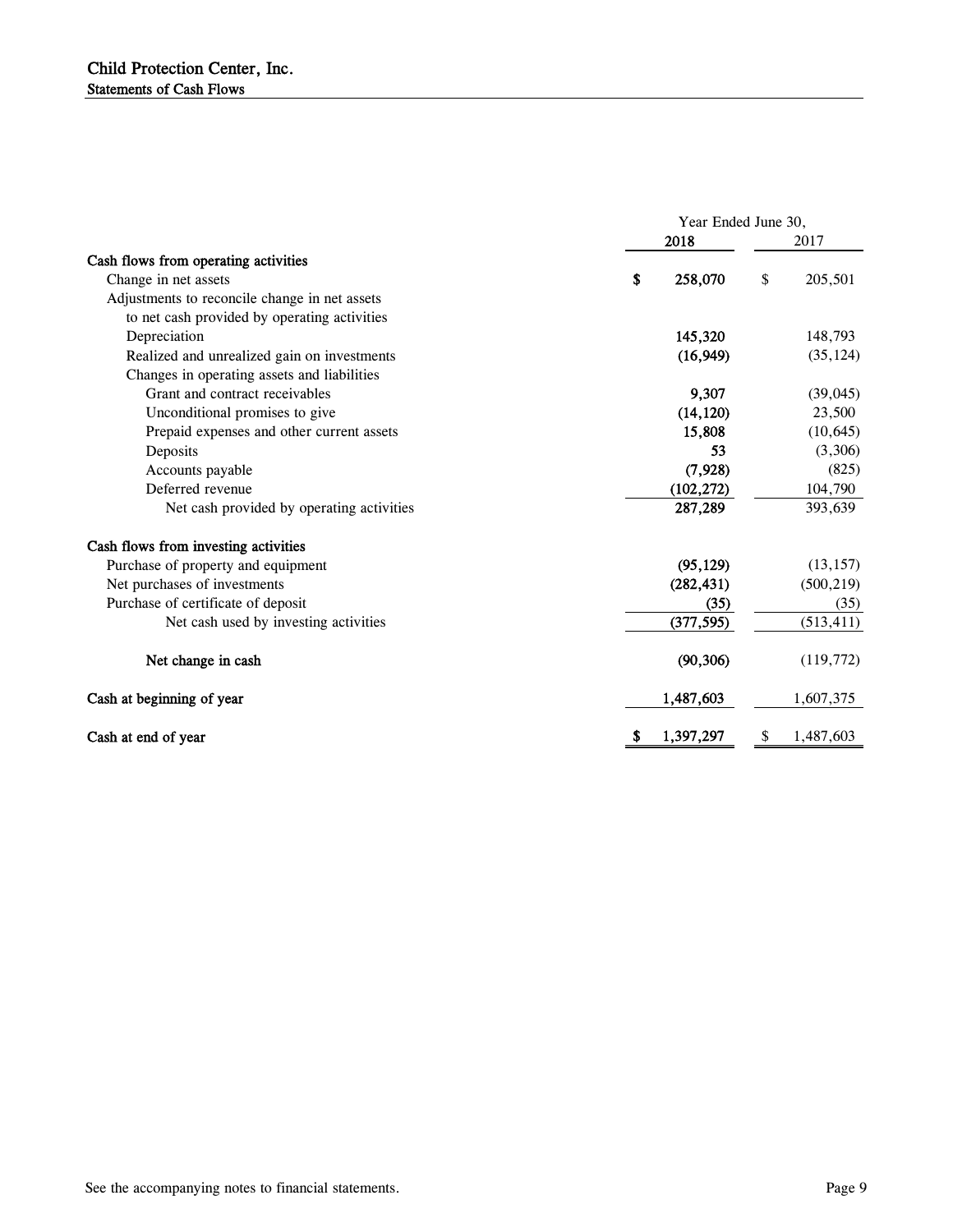# Child Protection Center, Inc.

## Statements of Cash Flows

| | Year Ended June 30, 2018 | 2017 |
|---|---|---|
| **Cash flows from operating activities** | | |
| Change in net assets | $ 258,070 | $ 205,501 |
| Adjustments to reconcile change in net assets to net cash provided by operating activities | | |
| Depreciation | 145,320 | 148,793 |
| Realized and unrealized gain on investments | (16,949) | (35,124) |
| Changes in operating assets and liabilities | | |
| Grant and contract receivables | 9,307 | (39,045) |
| Unconditional promises to give | (14,120) | 23,500 |
| Prepaid expenses and other current assets | 15,808 | (10,645) |
| Deposits | 53 | (3,306) |
| Accounts payable | (7,928) | (825) |
| Deferred revenue | (102,272) | 104,790 |
| Net cash provided by operating activities | 287,289 | 393,639 |
| **Cash flows from investing activities** | | |
| Purchase of property and equipment | (95,129) | (13,157) |
| Net purchases of investments | (282,431) | (500,219) |
| Purchase of certificate of deposit | (35) | (35) |
| Net cash used by investing activities | (377,595) | (513,411) |
| **Net change in cash** | (90,306) | (119,772) |
| **Cash at beginning of year** | 1,487,603 | 1,607,375 |
| **Cash at end of year** | $ 1,397,297 | $ 1,487,603 |

See the accompanying notes to financial statements.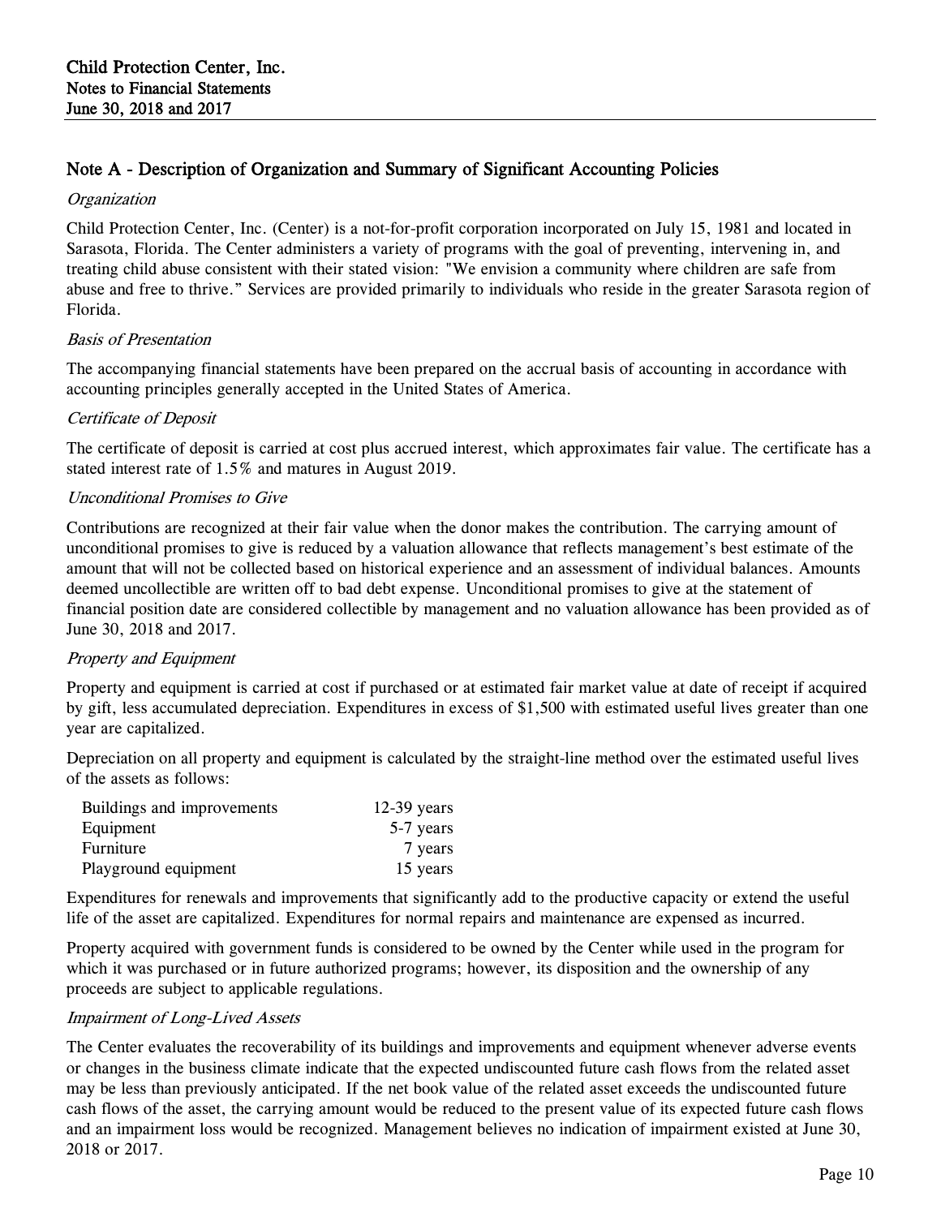# Child Protection Center, Inc.
## Notes to Financial Statements
## June 30, 2018 and 2017

### Note A - Description of Organization and Summary of Significant Accounting Policies

*Organization*

Child Protection Center, Inc. (Center) is a not-for-profit corporation incorporated on July 15, 1981 and located in Sarasota, Florida. The Center administers a variety of programs with the goal of preventing, intervening in, and treating child abuse consistent with their stated vision: "We envision a community where children are safe from abuse and free to thrive." Services are provided primarily to individuals who reside in the greater Sarasota region of Florida.

*Basis of Presentation*

The accompanying financial statements have been prepared on the accrual basis of accounting in accordance with accounting principles generally accepted in the United States of America.

*Certificate of Deposit*

The certificate of deposit is carried at cost plus accrued interest, which approximates fair value. The certificate has a stated interest rate of 1.5% and matures in August 2019.

*Unconditional Promises to Give*

Contributions are recognized at their fair value when the donor makes the contribution. The carrying amount of unconditional promises to give is reduced by a valuation allowance that reflects management's best estimate of the amount that will not be collected based on historical experience and an assessment of individual balances. Amounts deemed uncollectible are written off to bad debt expense. Unconditional promises to give at the statement of financial position date are considered collectible by management and no valuation allowance has been provided as of June 30, 2018 and 2017.

*Property and Equipment*

Property and equipment is carried at cost if purchased or at estimated fair market value at date of receipt if acquired by gift, less accumulated depreciation. Expenditures in excess of $1,500 with estimated useful lives greater than one year are capitalized.

Depreciation on all property and equipment is calculated by the straight-line method over the estimated useful lives of the assets as follows:

| | |
|---|---|
| Buildings and improvements | 12-39 years |
| Equipment | 5-7 years |
| Furniture | 7 years |
| Playground equipment | 15 years |

Expenditures for renewals and improvements that significantly add to the productive capacity or extend the useful life of the asset are capitalized. Expenditures for normal repairs and maintenance are expensed as incurred.

Property acquired with government funds is considered to be owned by the Center while used in the program for which it was purchased or in future authorized programs; however, its disposition and the ownership of any proceeds are subject to applicable regulations.

*Impairment of Long-Lived Assets*

The Center evaluates the recoverability of its buildings and improvements and equipment whenever adverse events or changes in the business climate indicate that the expected undiscounted future cash flows from the related asset may be less than previously anticipated. If the net book value of the related asset exceeds the undiscounted future cash flows of the asset, the carrying amount would be reduced to the present value of its expected future cash flows and an impairment loss would be recognized. Management believes no indication of impairment existed at June 30, 2018 or 2017.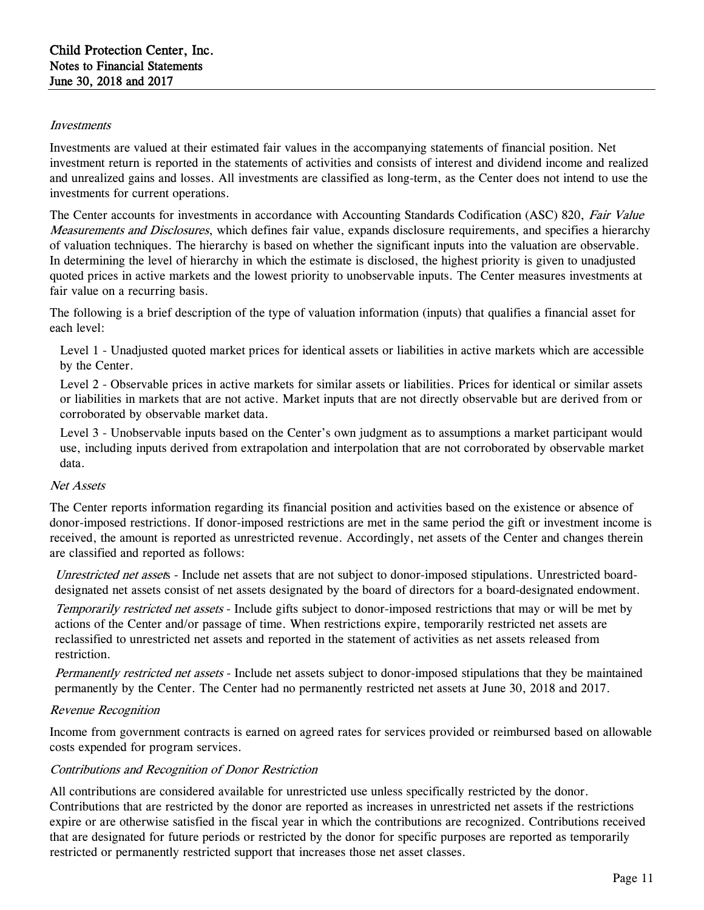*Investments*

Investments are valued at their estimated fair values in the accompanying statements of financial position. Net investment return is reported in the statements of activities and consists of interest and dividend income and realized and unrealized gains and losses. All investments are classified as long-term, as the Center does not intend to use the investments for current operations.

The Center accounts for investments in accordance with Accounting Standards Codification (ASC) 820, *Fair Value Measurements and Disclosures*, which defines fair value, expands disclosure requirements, and specifies a hierarchy of valuation techniques. The hierarchy is based on whether the significant inputs into the valuation are observable. In determining the level of hierarchy in which the estimate is disclosed, the highest priority is given to unadjusted quoted prices in active markets and the lowest priority to unobservable inputs. The Center measures investments at fair value on a recurring basis.

The following is a brief description of the type of valuation information (inputs) that qualifies a financial asset for each level:

Level 1 - Unadjusted quoted market prices for identical assets or liabilities in active markets which are accessible by the Center.

Level 2 - Observable prices in active markets for similar assets or liabilities. Prices for identical or similar assets or liabilities in markets that are not active. Market inputs that are not directly observable but are derived from or corroborated by observable market data.

Level 3 - Unobservable inputs based on the Center's own judgment as to assumptions a market participant would use, including inputs derived from extrapolation and interpolation that are not corroborated by observable market data.

*Net Assets*

The Center reports information regarding its financial position and activities based on the existence or absence of donor-imposed restrictions. If donor-imposed restrictions are met in the same period the gift or investment income is received, the amount is reported as unrestricted revenue. Accordingly, net assets of the Center and changes therein are classified and reported as follows:

*Unrestricted net assets* - Include net assets that are not subject to donor-imposed stipulations. Unrestricted board-designated net assets consist of net assets designated by the board of directors for a board-designated endowment.

*Temporarily restricted net assets* - Include gifts subject to donor-imposed restrictions that may or will be met by actions of the Center and/or passage of time. When restrictions expire, temporarily restricted net assets are reclassified to unrestricted net assets and reported in the statement of activities as net assets released from restriction.

*Permanently restricted net assets* - Include net assets subject to donor-imposed stipulations that they be maintained permanently by the Center. The Center had no permanently restricted net assets at June 30, 2018 and 2017.

*Revenue Recognition*

Income from government contracts is earned on agreed rates for services provided or reimbursed based on allowable costs expended for program services.

*Contributions and Recognition of Donor Restriction*

All contributions are considered available for unrestricted use unless specifically restricted by the donor. Contributions that are restricted by the donor are reported as increases in unrestricted net assets if the restrictions expire or are otherwise satisfied in the fiscal year in which the contributions are recognized. Contributions received that are designated for future periods or restricted by the donor for specific purposes are reported as temporarily restricted or permanently restricted support that increases those net asset classes.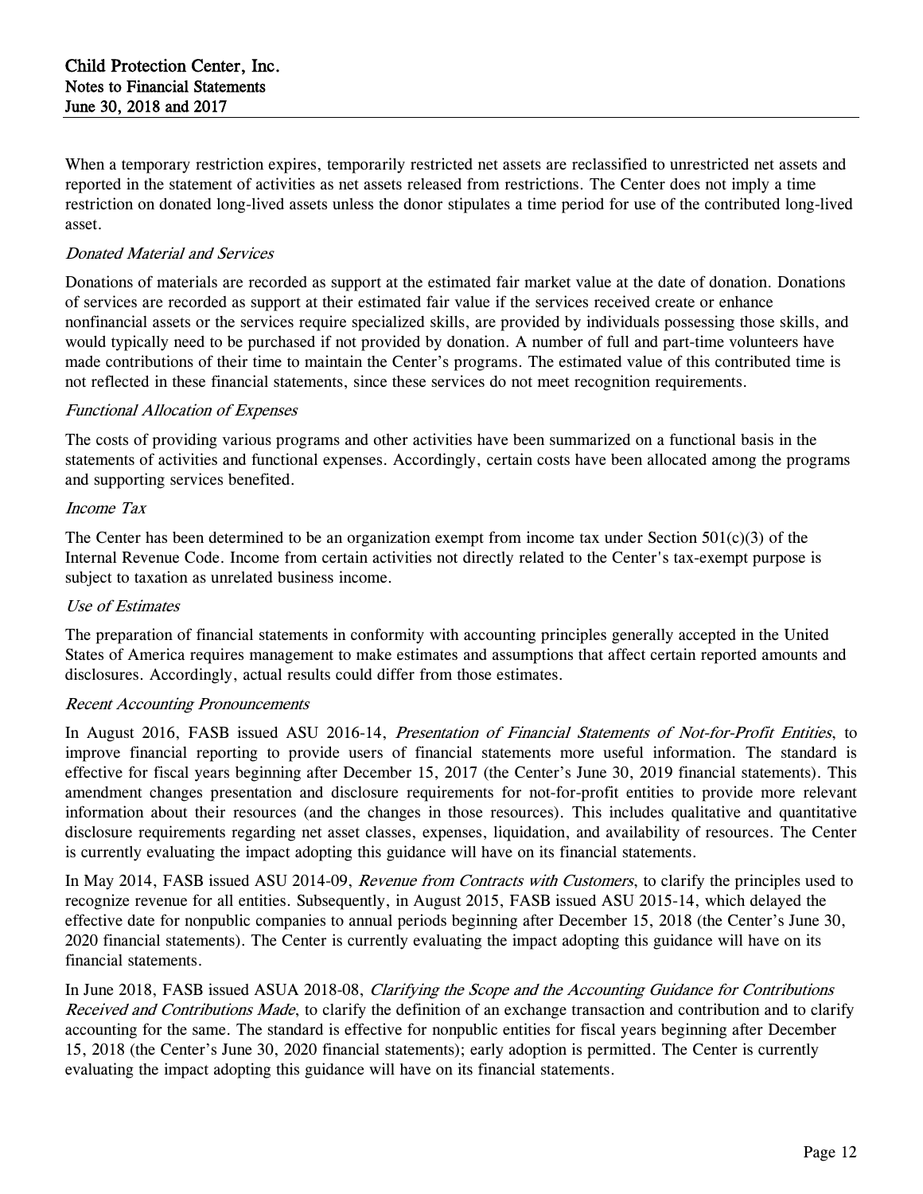When a temporary restriction expires, temporarily restricted net assets are reclassified to unrestricted net assets and reported in the statement of activities as net assets released from restrictions. The Center does not imply a time restriction on donated long-lived assets unless the donor stipulates a time period for use of the contributed long-lived asset.

*Donated Material and Services*

Donations of materials are recorded as support at the estimated fair market value at the date of donation. Donations of services are recorded as support at their estimated fair value if the services received create or enhance nonfinancial assets or the services require specialized skills, are provided by individuals possessing those skills, and would typically need to be purchased if not provided by donation. A number of full and part-time volunteers have made contributions of their time to maintain the Center's programs. The estimated value of this contributed time is not reflected in these financial statements, since these services do not meet recognition requirements.

*Functional Allocation of Expenses*

The costs of providing various programs and other activities have been summarized on a functional basis in the statements of activities and functional expenses. Accordingly, certain costs have been allocated among the programs and supporting services benefited.

*Income Tax*

The Center has been determined to be an organization exempt from income tax under Section 501(c)(3) of the Internal Revenue Code. Income from certain activities not directly related to the Center's tax-exempt purpose is subject to taxation as unrelated business income.

*Use of Estimates*

The preparation of financial statements in conformity with accounting principles generally accepted in the United States of America requires management to make estimates and assumptions that affect certain reported amounts and disclosures. Accordingly, actual results could differ from those estimates.

*Recent Accounting Pronouncements*

In August 2016, FASB issued ASU 2016-14, *Presentation of Financial Statements of Not-for-Profit Entities*, to improve financial reporting to provide users of financial statements more useful information. The standard is effective for fiscal years beginning after December 15, 2017 (the Center's June 30, 2019 financial statements). This amendment changes presentation and disclosure requirements for not-for-profit entities to provide more relevant information about their resources (and the changes in those resources). This includes qualitative and quantitative disclosure requirements regarding net asset classes, expenses, liquidation, and availability of resources. The Center is currently evaluating the impact adopting this guidance will have on its financial statements.

In May 2014, FASB issued ASU 2014-09, *Revenue from Contracts with Customers*, to clarify the principles used to recognize revenue for all entities. Subsequently, in August 2015, FASB issued ASU 2015-14, which delayed the effective date for nonpublic companies to annual periods beginning after December 15, 2018 (the Center's June 30, 2020 financial statements). The Center is currently evaluating the impact adopting this guidance will have on its financial statements.

In June 2018, FASB issued ASUA 2018-08, *Clarifying the Scope and the Accounting Guidance for Contributions Received and Contributions Made*, to clarify the definition of an exchange transaction and contribution and to clarify accounting for the same. The standard is effective for nonpublic entities for fiscal years beginning after December 15, 2018 (the Center's June 30, 2020 financial statements); early adoption is permitted. The Center is currently evaluating the impact adopting this guidance will have on its financial statements.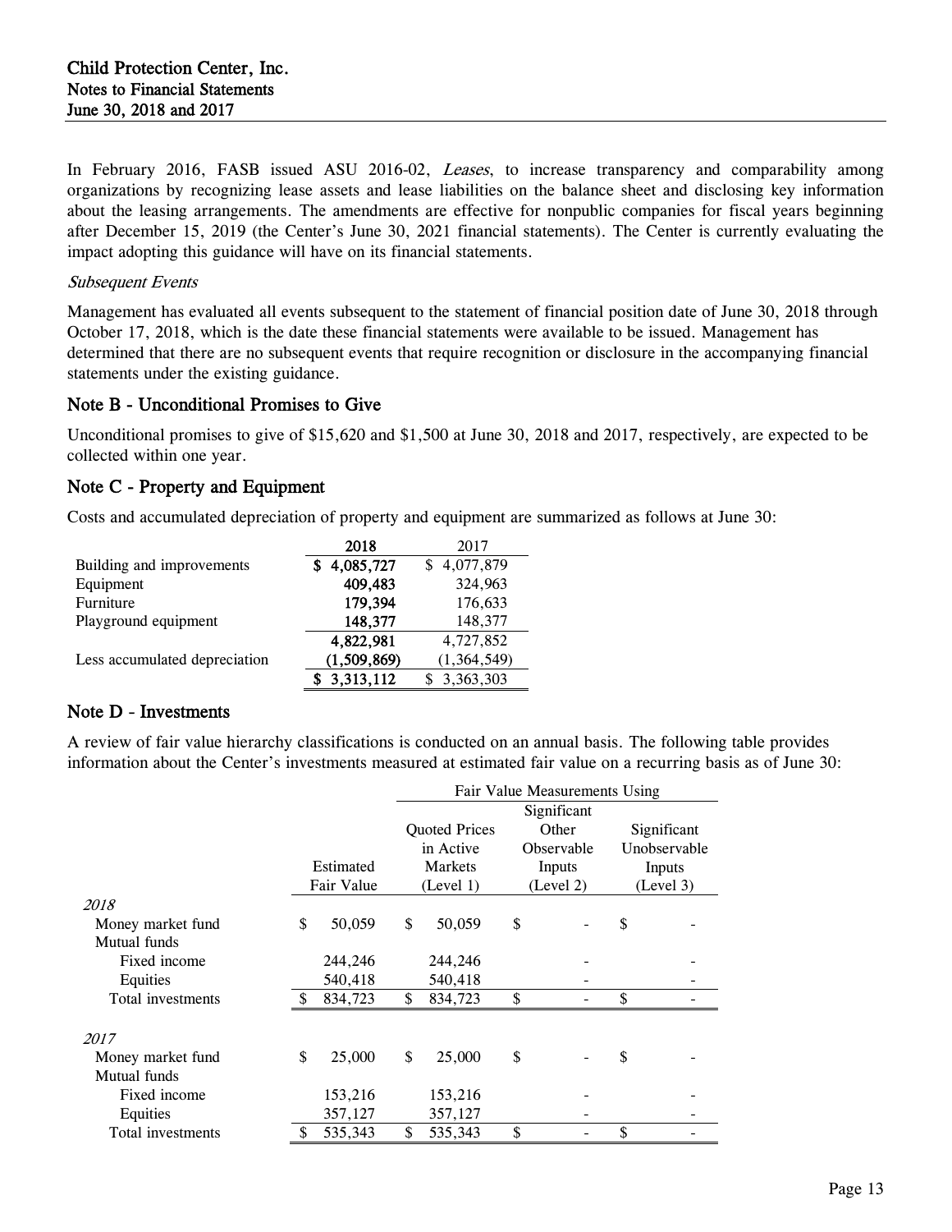In February 2016, FASB issued ASU 2016-02, *Leases*, to increase transparency and comparability among organizations by recognizing lease assets and lease liabilities on the balance sheet and disclosing key information about the leasing arrangements. The amendments are effective for nonpublic companies for fiscal years beginning after December 15, 2019 (the Center's June 30, 2021 financial statements). The Center is currently evaluating the impact adopting this guidance will have on its financial statements.

*Subsequent Events*

Management has evaluated all events subsequent to the statement of financial position date of June 30, 2018 through October 17, 2018, which is the date these financial statements were available to be issued. Management has determined that there are no subsequent events that require recognition or disclosure in the accompanying financial statements under the existing guidance.

## Note B - Unconditional Promises to Give

Unconditional promises to give of $15,620 and $1,500 at June 30, 2018 and 2017, respectively, are expected to be collected within one year.

## Note C - Property and Equipment

Costs and accumulated depreciation of property and equipment are summarized as follows at June 30:

| | **2018** | 2017 |
|---|---|---|
| Building and improvements | **$ 4,085,727** | $ 4,077,879 |
| Equipment | **409,483** | 324,963 |
| Furniture | **179,394** | 176,633 |
| Playground equipment | **148,377** | 148,377 |
| | **4,822,981** | 4,727,852 |
| Less accumulated depreciation | **(1,509,869)** | (1,364,549) |
| | **$ 3,313,112** | $ 3,363,303 |

## Note D - Investments

A review of fair value hierarchy classifications is conducted on an annual basis. The following table provides information about the Center's investments measured at estimated fair value on a recurring basis as of June 30:

| | | Fair Value Measurements Using | | |
|---|---|---|---|---|
| | Estimated Fair Value | Quoted Prices in Active Markets (Level 1) | Significant Other Observable Inputs (Level 2) | Significant Unobservable Inputs (Level 3) |
| *2018* | | | | |
| Money market fund | $ 50,059 | $ 50,059 | $ - | $ - |
| Mutual funds | | | | |
| Fixed income | 244,246 | 244,246 | - | - |
| Equities | 540,418 | 540,418 | - | - |
| Total investments | $ 834,723 | $ 834,723 | $ - | $ - |
| *2017* | | | | |
| Money market fund | $ 25,000 | $ 25,000 | $ - | $ - |
| Mutual funds | | | | |
| Fixed income | 153,216 | 153,216 | - | - |
| Equities | 357,127 | 357,127 | - | - |
| Total investments | $ 535,343 | $ 535,343 | $ - | $ - |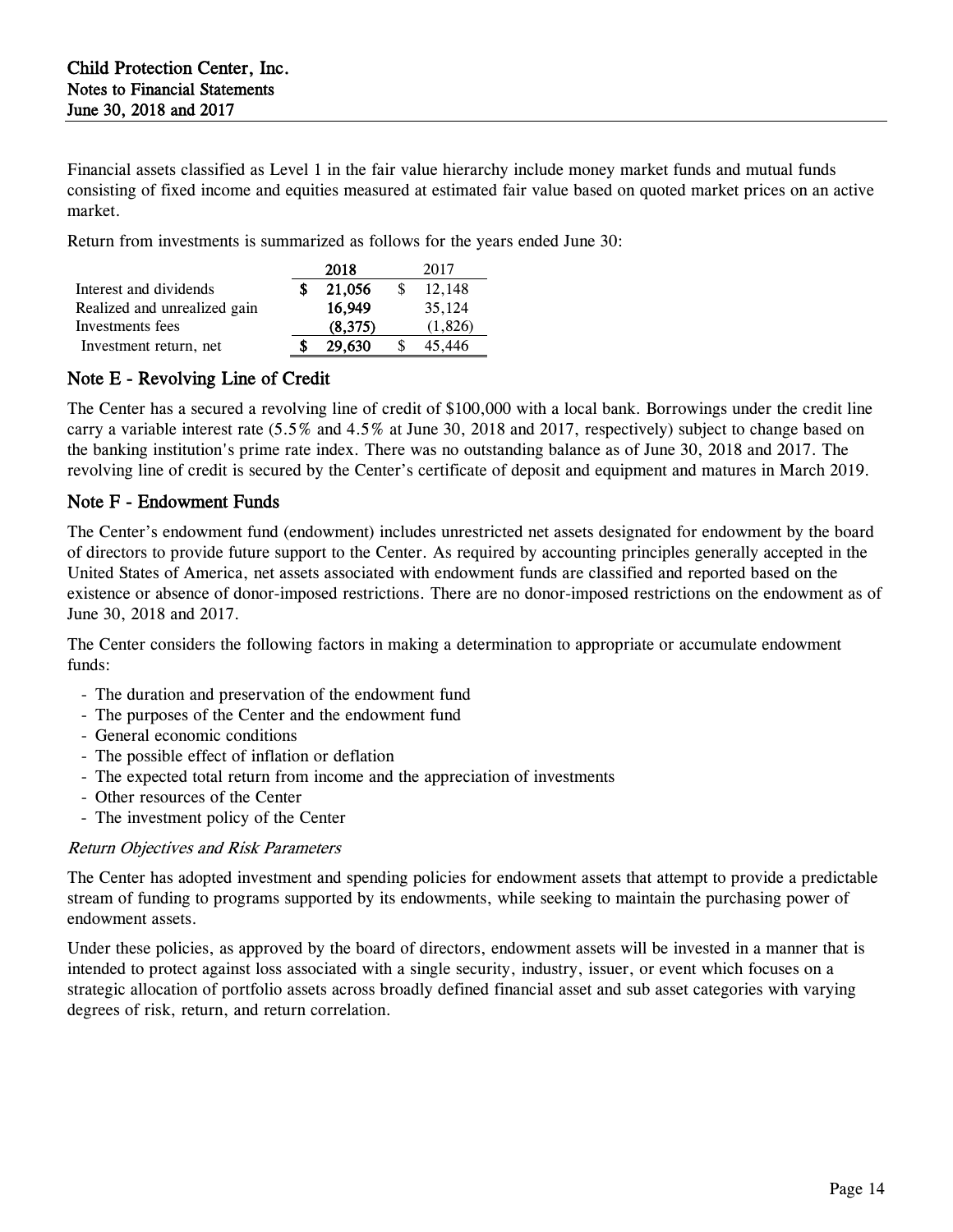Financial assets classified as Level 1 in the fair value hierarchy include money market funds and mutual funds consisting of fixed income and equities measured at estimated fair value based on quoted market prices on an active market.

Return from investments is summarized as follows for the years ended June 30:

| | 2018 | 2017 |
|---|---|---|
| Interest and dividends | $ 21,056 | $ 12,148 |
| Realized and unrealized gain | 16,949 | 35,124 |
| Investments fees | (8,375) | (1,826) |
| Investment return, net | $ 29,630 | $ 45,446 |

## Note E - Revolving Line of Credit

The Center has a secured a revolving line of credit of $100,000 with a local bank. Borrowings under the credit line carry a variable interest rate (5.5% and 4.5% at June 30, 2018 and 2017, respectively) subject to change based on the banking institution's prime rate index. There was no outstanding balance as of June 30, 2018 and 2017. The revolving line of credit is secured by the Center's certificate of deposit and equipment and matures in March 2019.

## Note F - Endowment Funds

The Center's endowment fund (endowment) includes unrestricted net assets designated for endowment by the board of directors to provide future support to the Center. As required by accounting principles generally accepted in the United States of America, net assets associated with endowment funds are classified and reported based on the existence or absence of donor-imposed restrictions. There are no donor-imposed restrictions on the endowment as of June 30, 2018 and 2017.

The Center considers the following factors in making a determination to appropriate or accumulate endowment funds:

- The duration and preservation of the endowment fund
- The purposes of the Center and the endowment fund
- General economic conditions
- The possible effect of inflation or deflation
- The expected total return from income and the appreciation of investments
- Other resources of the Center
- The investment policy of the Center

*Return Objectives and Risk Parameters*

The Center has adopted investment and spending policies for endowment assets that attempt to provide a predictable stream of funding to programs supported by its endowments, while seeking to maintain the purchasing power of endowment assets.

Under these policies, as approved by the board of directors, endowment assets will be invested in a manner that is intended to protect against loss associated with a single security, industry, issuer, or event which focuses on a strategic allocation of portfolio assets across broadly defined financial asset and sub asset categories with varying degrees of risk, return, and return correlation.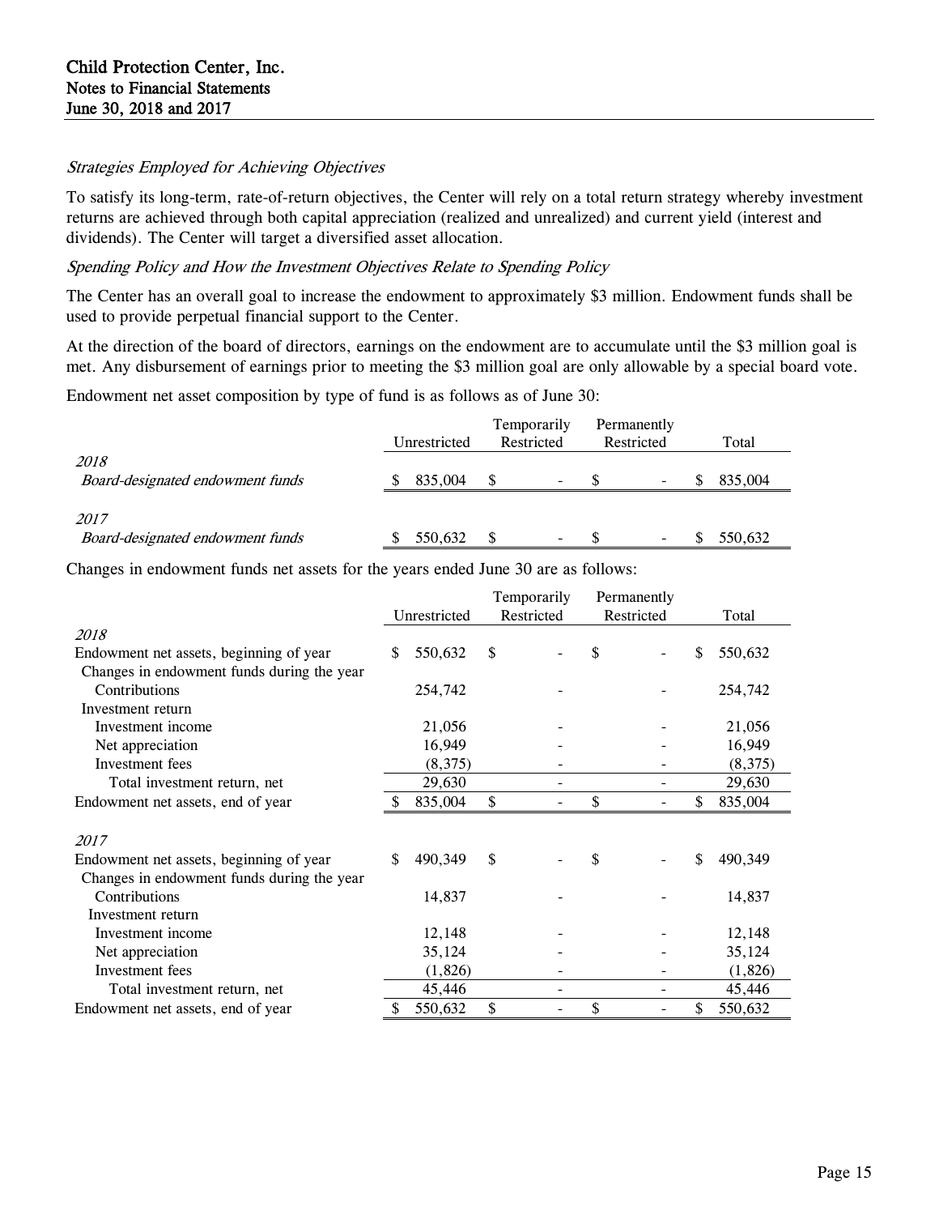*Strategies Employed for Achieving Objectives*

To satisfy its long-term, rate-of-return objectives, the Center will rely on a total return strategy whereby investment returns are achieved through both capital appreciation (realized and unrealized) and current yield (interest and dividends). The Center will target a diversified asset allocation.

*Spending Policy and How the Investment Objectives Relate to Spending Policy*

The Center has an overall goal to increase the endowment to approximately $3 million. Endowment funds shall be used to provide perpetual financial support to the Center.

At the direction of the board of directors, earnings on the endowment are to accumulate until the $3 million goal is met. Any disbursement of earnings prior to meeting the $3 million goal are only allowable by a special board vote.

Endowment net asset composition by type of fund is as follows as of June 30:

| | Unrestricted | Temporarily Restricted | Permanently Restricted | Total |
|---|---|---|---|---|
| *2018* | | | | |
| *Board-designated endowment funds* | $ 835,004 | $ - | $ - | $ 835,004 |
| *2017* | | | | |
| *Board-designated endowment funds* | $ 550,632 | $ - | $ - | $ 550,632 |

Changes in endowment funds net assets for the years ended June 30 are as follows:

| | Unrestricted | Temporarily Restricted | Permanently Restricted | Total |
|---|---|---|---|---|
| *2018* | | | | |
| Endowment net assets, beginning of year | $ 550,632 | $ - | $ - | $ 550,632 |
| Changes in endowment funds during the year | | | | |
| Contributions | 254,742 | - | - | 254,742 |
| Investment return | | | | |
| Investment income | 21,056 | - | - | 21,056 |
| Net appreciation | 16,949 | - | - | 16,949 |
| Investment fees | (8,375) | - | - | (8,375) |
| Total investment return, net | 29,630 | - | - | 29,630 |
| Endowment net assets, end of year | $ 835,004 | $ - | $ - | $ 835,004 |
| *2017* | | | | |
| Endowment net assets, beginning of year | $ 490,349 | $ - | $ - | $ 490,349 |
| Changes in endowment funds during the year | | | | |
| Contributions | 14,837 | - | - | 14,837 |
| Investment return | | | | |
| Investment income | 12,148 | - | - | 12,148 |
| Net appreciation | 35,124 | - | - | 35,124 |
| Investment fees | (1,826) | - | - | (1,826) |
| Total investment return, net | 45,446 | - | - | 45,446 |
| Endowment net assets, end of year | $ 550,632 | $ - | $ - | $ 550,632 |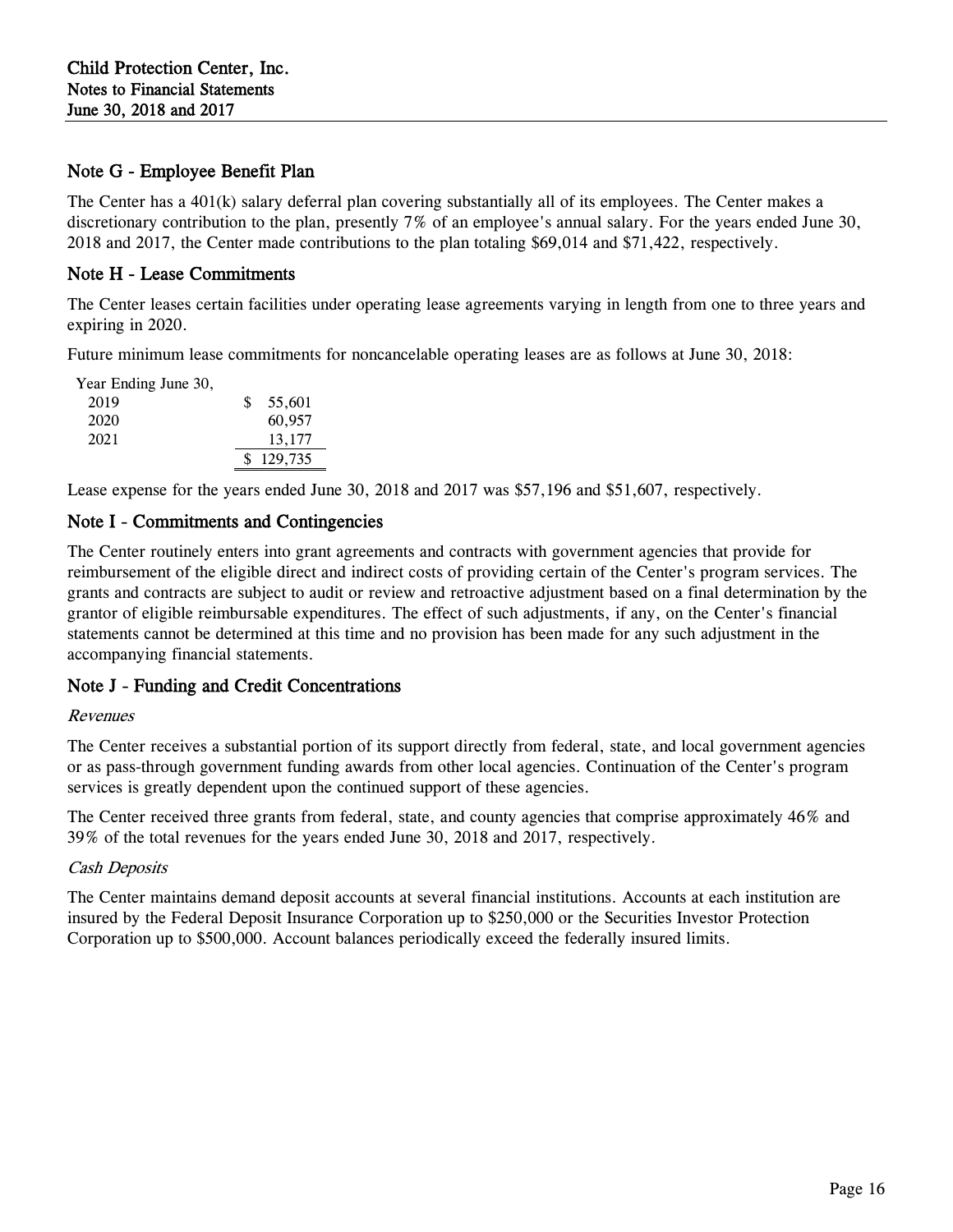**Child Protection Center, Inc.**
**Notes to Financial Statements**
**June 30, 2018 and 2017**

## Note G - Employee Benefit Plan

The Center has a 401(k) salary deferral plan covering substantially all of its employees. The Center makes a discretionary contribution to the plan, presently 7% of an employee's annual salary. For the years ended June 30, 2018 and 2017, the Center made contributions to the plan totaling $69,014 and $71,422, respectively.

## Note H - Lease Commitments

The Center leases certain facilities under operating lease agreements varying in length from one to three years and expiring in 2020.

Future minimum lease commitments for noncancelable operating leases are as follows at June 30, 2018:

| | |
|---|---|
| Year Ending June 30, | |
| 2019 | $ 55,601 |
| 2020 | 60,957 |
| 2021 | 13,177 |
| | $ 129,735 |

Lease expense for the years ended June 30, 2018 and 2017 was $57,196 and $51,607, respectively.

## Note I - Commitments and Contingencies

The Center routinely enters into grant agreements and contracts with government agencies that provide for reimbursement of the eligible direct and indirect costs of providing certain of the Center's program services. The grants and contracts are subject to audit or review and retroactive adjustment based on a final determination by the grantor of eligible reimbursable expenditures. The effect of such adjustments, if any, on the Center's financial statements cannot be determined at this time and no provision has been made for any such adjustment in the accompanying financial statements.

## Note J - Funding and Credit Concentrations

*Revenues*

The Center receives a substantial portion of its support directly from federal, state, and local government agencies or as pass-through government funding awards from other local agencies. Continuation of the Center's program services is greatly dependent upon the continued support of these agencies.

The Center received three grants from federal, state, and county agencies that comprise approximately 46% and 39% of the total revenues for the years ended June 30, 2018 and 2017, respectively.

*Cash Deposits*

The Center maintains demand deposit accounts at several financial institutions. Accounts at each institution are insured by the Federal Deposit Insurance Corporation up to $250,000 or the Securities Investor Protection Corporation up to $500,000. Account balances periodically exceed the federally insured limits.